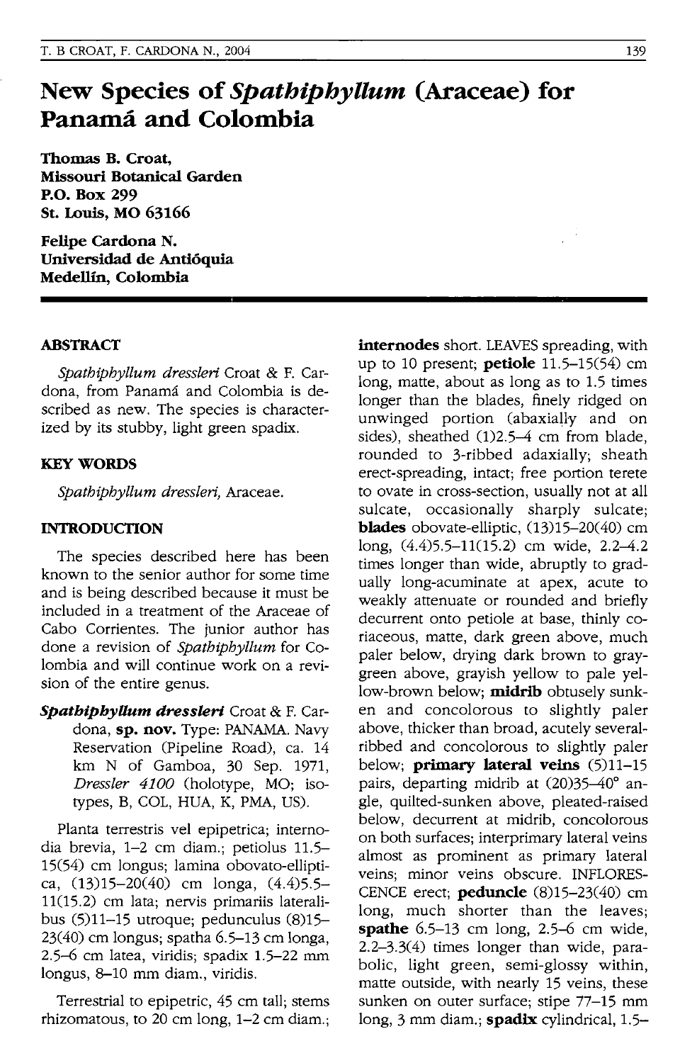# New Species of *Spathiphyllum* (Araceae) for Panamá and Colombia

**Thomas B. Croat,**
**Missouri Botanical Garden**
**P.O. Box 299**
**St. Louis, MO 63166**

**Felipe Cardona N.**
**Universidad de Antióquia**
**Medellín, Colombia**

## ABSTRACT

*Spathiphyllum dressleri* Croat & F. Cardona, from Panamá and Colombia is described as new. The species is characterized by its stubby, light green spadix.

## KEY WORDS

*Spathiphyllum dressleri*, Araceae.

## INTRODUCTION

The species described here has been known to the senior author for some time and is being described because it must be included in a treatment of the Araceae of Cabo Corrientes. The junior author has done a revision of *Spathiphyllum* for Colombia and will continue work on a revision of the entire genus.

***Spathiphyllum dressleri*** Croat & F. Cardona, **sp. nov.** Type: PANAMA. Navy Reservation (Pipeline Road), ca. 14 km N of Gamboa, 30 Sep. 1971, *Dressler 4100* (holotype, MO; isotypes, B, COL, HUA, K, PMA, US).

Planta terrestris vel epipetrica; internodia brevia, 1–2 cm diam.; petiolus 11.5–15(54) cm longus; lamina obovato-elliptica, (13)15–20(40) cm longa, (4.4)5.5–11(15.2) cm lata; nervis primariis lateralibus (5)11–15 utroque; pedunculus (8)15–23(40) cm longus; spatha 6.5–13 cm longa, 2.5–6 cm latea, viridis; spadix 1.5–22 mm longus, 8–10 mm diam., viridis.

Terrestrial to epipetric, 45 cm tall; stems rhizomatous, to 20 cm long, 1–2 cm diam.; **internodes** short. LEAVES spreading, with up to 10 present; **petiole** 11.5–15(54) cm long, matte, about as long as to 1.5 times longer than the blades, finely ridged on unwinged portion (abaxially and on sides), sheathed (1)2.5–4 cm from blade, rounded to 3-ribbed adaxially; sheath erect-spreading, intact; free portion terete to ovate in cross-section, usually not at all sulcate, occasionally sharply sulcate; **blades** obovate-elliptic, (13)15–20(40) cm long, (4.4)5.5–11(15.2) cm wide, 2.2–4.2 times longer than wide, abruptly to gradually long-acuminate at apex, acute to weakly attenuate or rounded and briefly decurrent onto petiole at base, thinly coriaceous, matte, dark green above, much paler below, drying dark brown to gray-green above, grayish yellow to pale yellow-brown below; **midrib** obtusely sunken and concolorous to slightly paler above, thicker than broad, acutely several-ribbed and concolorous to slightly paler below; **primary lateral veins** (5)11–15 pairs, departing midrib at (20)35–40° angle, quilted-sunken above, pleated-raised below, decurrent at midrib, concolorous on both surfaces; interprimary lateral veins almost as prominent as primary lateral veins; minor veins obscure. INFLORESCENCE erect; **peduncle** (8)15–23(40) cm long, much shorter than the leaves; **spathe** 6.5–13 cm long, 2.5–6 cm wide, 2.2–3.3(4) times longer than wide, parabolic, light green, semi-glossy within, matte outside, with nearly 15 veins, these sunken on outer surface; stipe 77–15 mm long, 3 mm diam.; **spadix** cylindrical, 1.5–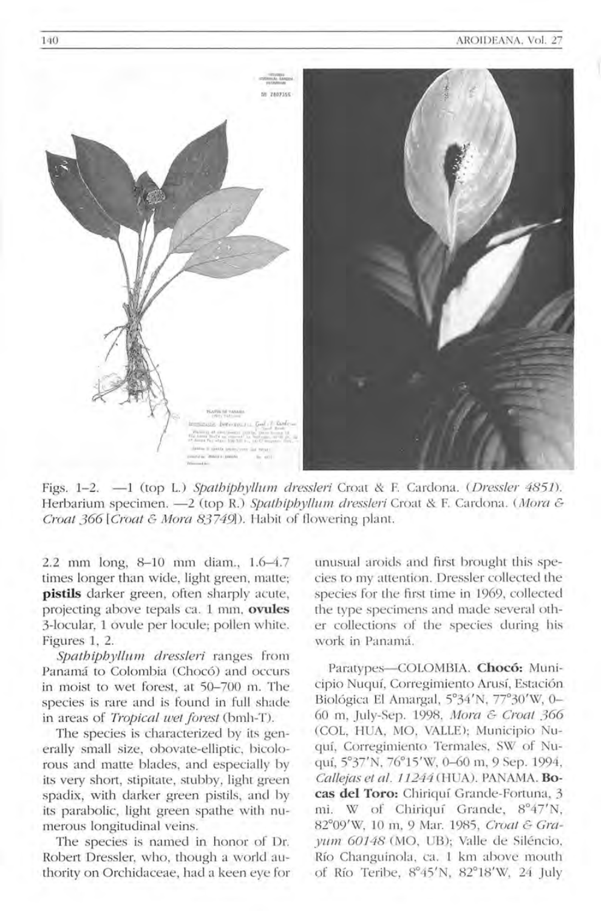Figs. 1–2. —1 (top L.) *Spathiphyllum dressleri* Croat & F. Cardona. (*Dressler 4851*). Herbarium specimen. —2 (top R.) *Spathiphyllum dressleri* Croat & F. Cardona. (*Mora & Croat 366* [*Croat & Mora 83749*]). Habit of flowering plant.

2.2 mm long, 8–10 mm diam., 1.6–4.7 times longer than wide, light green, matte; **pistils** darker green, often sharply acute, projecting above tepals ca. 1 mm, **ovules** 3-locular, 1 ovule per locule; pollen white. Figures 1, 2.

*Spathiphyllum dressleri* ranges from Panamá to Colombia (Chocó) and occurs in moist to wet forest, at 50–700 m. The species is rare and is found in full shade in areas of *Tropical wet forest* (bmh-T).

The species is characterized by its generally small size, obovate-elliptic, bicolorous and matte blades, and especially by its very short, stipitate, stubby, light green spadix, with darker green pistils, and by its parabolic, light green spathe with numerous longitudinal veins.

The species is named in honor of Dr. Robert Dressler, who, though a world authority on Orchidaceae, had a keen eye for unusual aroids and first brought this species to my attention. Dressler collected the species for the first time in 1969, collected the type specimens and made several other collections of the species during his work in Panamá.

Paratypes—COLOMBIA. **Chocó:** Municipio Nuquí, Corregimiento Arusí, Estación Biológica El Amargal, 5°34′N, 77°30′W, 0–60 m, July-Sep. 1998, *Mora & Croat 366* (COL, HUA, MO, VALLE); Municipio Nuquí, Corregimiento Termales, SW of Nuquí, 5°37′N, 76°15′W, 0–60 m, 9 Sep. 1994, *Callejas et al. 11244* (HUA). PANAMA. **Bocas del Toro:** Chiriquí Grande-Fortuna, 3 mi. W of Chiriquí Grande, 8°47′N, 82°09′W, 10 m, 9 Mar. 1985, *Croat & Grayum 60148* (MO, UB); Valle de Siléncio, Río Changuinola, ca. 1 km above mouth of Río Teribe, 8°45′N, 82°18′W, 24 July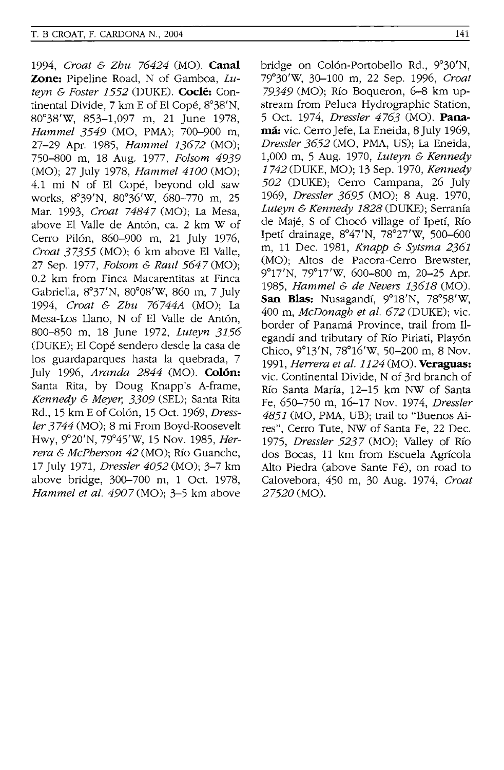1994, *Croat & Zhu 76424* (MO). **Canal Zone:** Pipeline Road, N of Gamboa, *Luteyn & Foster 1552* (DUKE). **Coclé:** Continental Divide, 7 km E of El Copé, 8°38'N, 80°38'W, 853–1,097 m, 21 June 1978, *Hammel 3549* (MO, PMA); 700–900 m, 27–29 Apr. 1985, *Hammel 13672* (MO); 750–800 m, 18 Aug. 1977, *Folsom 4939* (MO); 27 July 1978, *Hammel 4100* (MO); 4.1 mi N of El Copé, beyond old saw works, 8°39'N, 80°36'W, 680–770 m, 25 Mar. 1993, *Croat 74847* (MO); La Mesa, above El Valle de Antón, ca. 2 km W of Cerro Pilón, 860–900 m, 21 July 1976, *Croat 37355* (MO); 6 km above El Valle, 27 Sep. 1977, *Folsom & Raul 5647* (MO); 0.2 km from Finca Macarentitas at Finca Gabriella, 8°37'N, 80°08'W, 860 m, 7 July 1994, *Croat & Zhu 76744A* (MO); La Mesa-Los Llano, N of El Valle de Antón, 800–850 m, 18 June 1972, *Luteyn 3156* (DUKE); El Copé sendero desde la casa de los guardaparques hasta la quebrada, 7 July 1996, *Aranda 2844* (MO). **Colón:** Santa Rita, by Doug Knapp's A-frame, *Kennedy & Meyer, 3309* (SEL); Santa Rita Rd., 15 km E of Colón, 15 Oct. 1969, *Dressler 3744* (MO); 8 mi From Boyd-Roosevelt Hwy, 9°20'N, 79°45'W, 15 Nov. 1985, *Herrera & McPherson 42* (MO); Río Guanche, 17 July 1971, *Dressler 4052* (MO); 3–7 km above bridge, 300–700 m, 1 Oct. 1978, *Hammel et al. 4907* (MO); 3–5 km above bridge on Colón-Portobello Rd., 9°30'N, 79°30'W, 30–100 m, 22 Sep. 1996, *Croat 79349* (MO); Río Boqueron, 6–8 km upstream from Peluca Hydrographic Station, 5 Oct. 1974, *Dressler 4763* (MO). **Panamá:** vic. Cerro Jefe, La Eneida, 8 July 1969, *Dressler 3652* (MO, PMA, US); La Eneida, 1,000 m, 5 Aug. 1970, *Luteyn & Kennedy 1742* (DUKE, MO); 13 Sep. 1970, *Kennedy 502* (DUKE); Cerro Campana, 26 July 1969, *Dressler 3695* (MO); 8 Aug. 1970, *Luteyn & Kennedy 1828* (DUKE); Serranía de Majé, S of Chocó village of Ipetí, Río Ipetí drainage, 8°47'N, 78°27'W, 500–600 m, 11 Dec. 1981, *Knapp & Sytsma 2361* (MO); Altos de Pacora-Cerro Brewster, 9°17'N, 79°17'W, 600–800 m, 20–25 Apr. 1985, *Hammel & de Nevers 13618* (MO). **San Blas:** Nusagandí, 9°18'N, 78°58'W, 400 m, *McDonagh et al. 672* (DUKE); vic. border of Panamá Province, trail from Ilegandí and tributary of Río Piriati, Playón Chico, 9°13'N, 78°16'W, 50–200 m, 8 Nov. 1991, *Herrera et al. 1124* (MO). **Veraguas:** vic. Continental Divide, N of 3rd branch of Río Santa María, 12–15 km NW of Santa Fe, 650–750 m, 16–17 Nov. 1974, *Dressler 4851* (MO, PMA, UB); trail to "Buenos Aires", Cerro Tute, NW of Santa Fe, 22 Dec. 1975, *Dressler 5237* (MO); Valley of Río dos Bocas, 11 km from Escuela Agrícola Alto Piedra (above Sante Fé), on road to Calovebora, 450 m, 30 Aug. 1974, *Croat 27520* (MO).